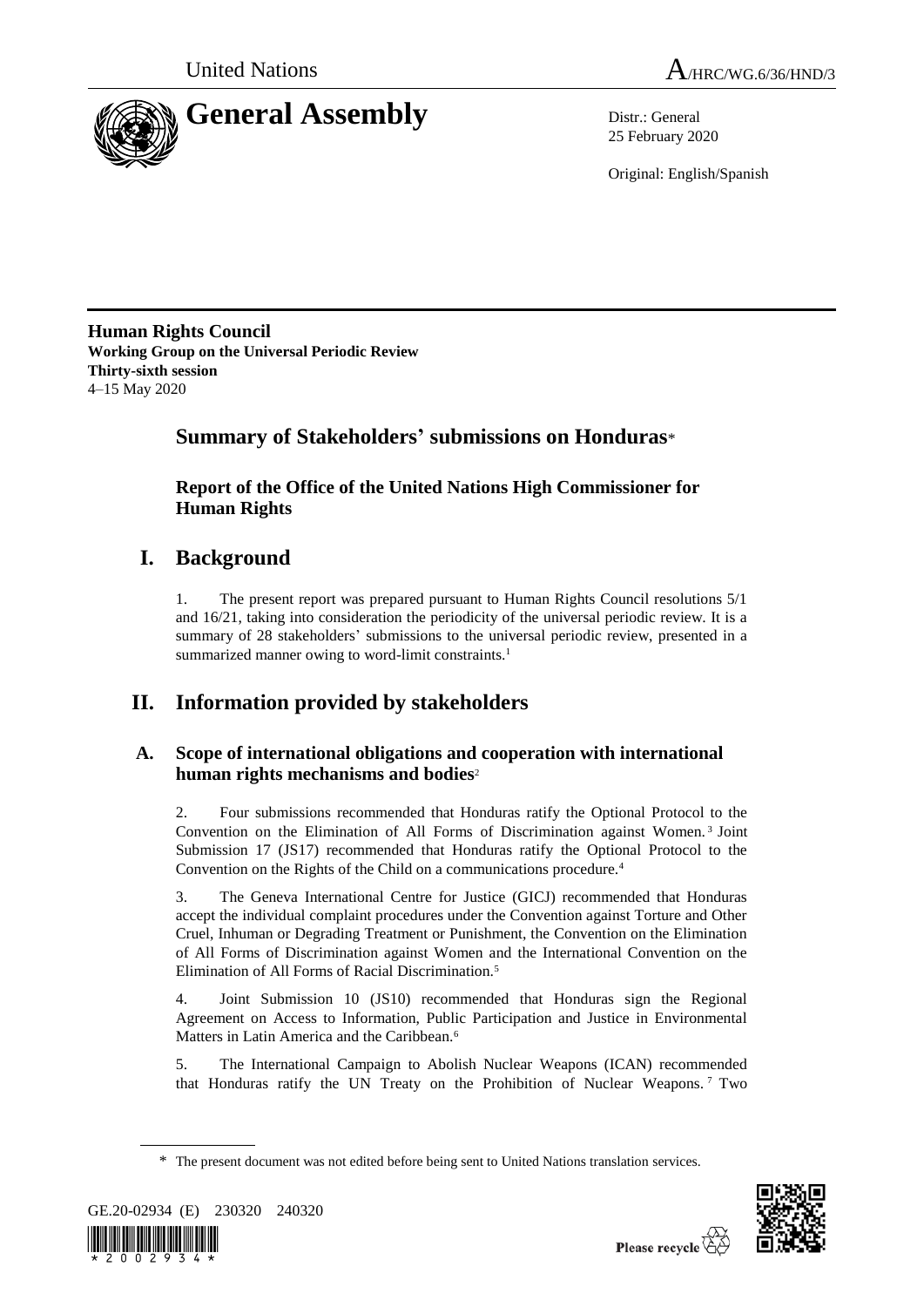United Nations

A/HRC/WG.6/36/HND/3

# General Assembly

Distr.: General
25 February 2020

Original: English/Spanish

**Human Rights Council**
**Working Group on the Universal Periodic Review**
**Thirty-sixth session**
4–15 May 2020

## Summary of Stakeholders' submissions on Honduras*

### Report of the Office of the United Nations High Commissioner for Human Rights

## I. Background

1. The present report was prepared pursuant to Human Rights Council resolutions 5/1 and 16/21, taking into consideration the periodicity of the universal periodic review. It is a summary of 28 stakeholders' submissions to the universal periodic review, presented in a summarized manner owing to word-limit constraints.[1]

## II. Information provided by stakeholders

### A. Scope of international obligations and cooperation with international human rights mechanisms and bodies[2]

2. Four submissions recommended that Honduras ratify the Optional Protocol to the Convention on the Elimination of All Forms of Discrimination against Women.[3] Joint Submission 17 (JS17) recommended that Honduras ratify the Optional Protocol to the Convention on the Rights of the Child on a communications procedure.[4]

3. The Geneva International Centre for Justice (GICJ) recommended that Honduras accept the individual complaint procedures under the Convention against Torture and Other Cruel, Inhuman or Degrading Treatment or Punishment, the Convention on the Elimination of All Forms of Discrimination against Women and the International Convention on the Elimination of All Forms of Racial Discrimination.[5]

4. Joint Submission 10 (JS10) recommended that Honduras sign the Regional Agreement on Access to Information, Public Participation and Justice in Environmental Matters in Latin America and the Caribbean.[6]

5. The International Campaign to Abolish Nuclear Weapons (ICAN) recommended that Honduras ratify the UN Treaty on the Prohibition of Nuclear Weapons.[7] Two

\* The present document was not edited before being sent to United Nations translation services.

GE.20-02934 (E) 230320 240320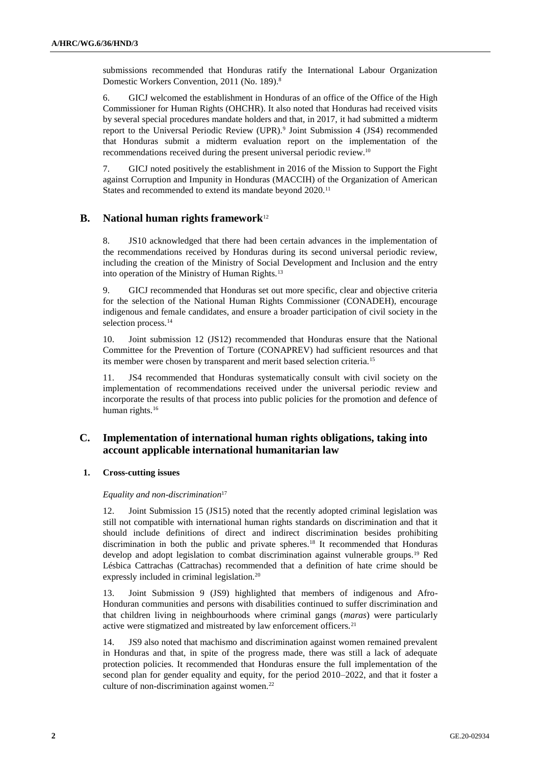submissions recommended that Honduras ratify the International Labour Organization Domestic Workers Convention, 2011 (No. 189).[8]

6. GICJ welcomed the establishment in Honduras of an office of the Office of the High Commissioner for Human Rights (OHCHR). It also noted that Honduras had received visits by several special procedures mandate holders and that, in 2017, it had submitted a midterm report to the Universal Periodic Review (UPR).[9] Joint Submission 4 (JS4) recommended that Honduras submit a midterm evaluation report on the implementation of the recommendations received during the present universal periodic review.[10]

7. GICJ noted positively the establishment in 2016 of the Mission to Support the Fight against Corruption and Impunity in Honduras (MACCIH) of the Organization of American States and recommended to extend its mandate beyond 2020.[11]

## B. National human rights framework[12]

8. JS10 acknowledged that there had been certain advances in the implementation of the recommendations received by Honduras during its second universal periodic review, including the creation of the Ministry of Social Development and Inclusion and the entry into operation of the Ministry of Human Rights.[13]

9. GICJ recommended that Honduras set out more specific, clear and objective criteria for the selection of the National Human Rights Commissioner (CONADEH), encourage indigenous and female candidates, and ensure a broader participation of civil society in the selection process.[14]

10. Joint submission 12 (JS12) recommended that Honduras ensure that the National Committee for the Prevention of Torture (CONAPREV) had sufficient resources and that its member were chosen by transparent and merit based selection criteria.[15]

11. JS4 recommended that Honduras systematically consult with civil society on the implementation of recommendations received under the universal periodic review and incorporate the results of that process into public policies for the promotion and defence of human rights.[16]

## C. Implementation of international human rights obligations, taking into account applicable international humanitarian law

### 1. Cross-cutting issues

*Equality and non-discrimination*[17]

12. Joint Submission 15 (JS15) noted that the recently adopted criminal legislation was still not compatible with international human rights standards on discrimination and that it should include definitions of direct and indirect discrimination besides prohibiting discrimination in both the public and private spheres.[18] It recommended that Honduras develop and adopt legislation to combat discrimination against vulnerable groups.[19] Red Lésbica Cattrachas (Cattrachas) recommended that a definition of hate crime should be expressly included in criminal legislation.[20]

13. Joint Submission 9 (JS9) highlighted that members of indigenous and Afro-Honduran communities and persons with disabilities continued to suffer discrimination and that children living in neighbourhoods where criminal gangs (*maras*) were particularly active were stigmatized and mistreated by law enforcement officers.[21]

14. JS9 also noted that machismo and discrimination against women remained prevalent in Honduras and that, in spite of the progress made, there was still a lack of adequate protection policies. It recommended that Honduras ensure the full implementation of the second plan for gender equality and equity, for the period 2010–2022, and that it foster a culture of non-discrimination against women.[22]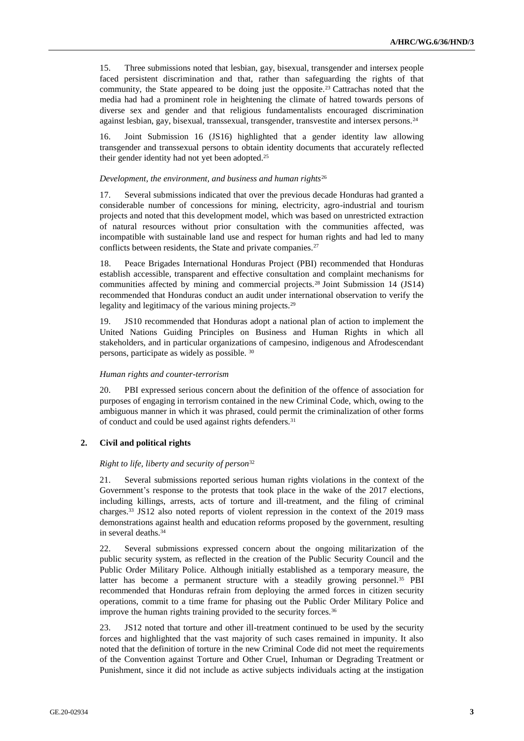15. Three submissions noted that lesbian, gay, bisexual, transgender and intersex people faced persistent discrimination and that, rather than safeguarding the rights of that community, the State appeared to be doing just the opposite.[23] Cattrachas noted that the media had had a prominent role in heightening the climate of hatred towards persons of diverse sex and gender and that religious fundamentalists encouraged discrimination against lesbian, gay, bisexual, transsexual, transgender, transvestite and intersex persons.[24]

16. Joint Submission 16 (JS16) highlighted that a gender identity law allowing transgender and transsexual persons to obtain identity documents that accurately reflected their gender identity had not yet been adopted.[25]

#### *Development, the environment, and business and human rights*[26]

17. Several submissions indicated that over the previous decade Honduras had granted a considerable number of concessions for mining, electricity, agro-industrial and tourism projects and noted that this development model, which was based on unrestricted extraction of natural resources without prior consultation with the communities affected, was incompatible with sustainable land use and respect for human rights and had led to many conflicts between residents, the State and private companies.[27]

18. Peace Brigades International Honduras Project (PBI) recommended that Honduras establish accessible, transparent and effective consultation and complaint mechanisms for communities affected by mining and commercial projects.[28] Joint Submission 14 (JS14) recommended that Honduras conduct an audit under international observation to verify the legality and legitimacy of the various mining projects.[29]

19. JS10 recommended that Honduras adopt a national plan of action to implement the United Nations Guiding Principles on Business and Human Rights in which all stakeholders, and in particular organizations of campesino, indigenous and Afrodescendant persons, participate as widely as possible.[30]

#### *Human rights and counter-terrorism*

20. PBI expressed serious concern about the definition of the offence of association for purposes of engaging in terrorism contained in the new Criminal Code, which, owing to the ambiguous manner in which it was phrased, could permit the criminalization of other forms of conduct and could be used against rights defenders.[31]

### 2. Civil and political rights

#### *Right to life, liberty and security of person*[32]

21. Several submissions reported serious human rights violations in the context of the Government's response to the protests that took place in the wake of the 2017 elections, including killings, arrests, acts of torture and ill-treatment, and the filing of criminal charges.[33] JS12 also noted reports of violent repression in the context of the 2019 mass demonstrations against health and education reforms proposed by the government, resulting in several deaths.[34]

22. Several submissions expressed concern about the ongoing militarization of the public security system, as reflected in the creation of the Public Security Council and the Public Order Military Police. Although initially established as a temporary measure, the latter has become a permanent structure with a steadily growing personnel.[35] PBI recommended that Honduras refrain from deploying the armed forces in citizen security operations, commit to a time frame for phasing out the Public Order Military Police and improve the human rights training provided to the security forces.[36]

23. JS12 noted that torture and other ill-treatment continued to be used by the security forces and highlighted that the vast majority of such cases remained in impunity. It also noted that the definition of torture in the new Criminal Code did not meet the requirements of the Convention against Torture and Other Cruel, Inhuman or Degrading Treatment or Punishment, since it did not include as active subjects individuals acting at the instigation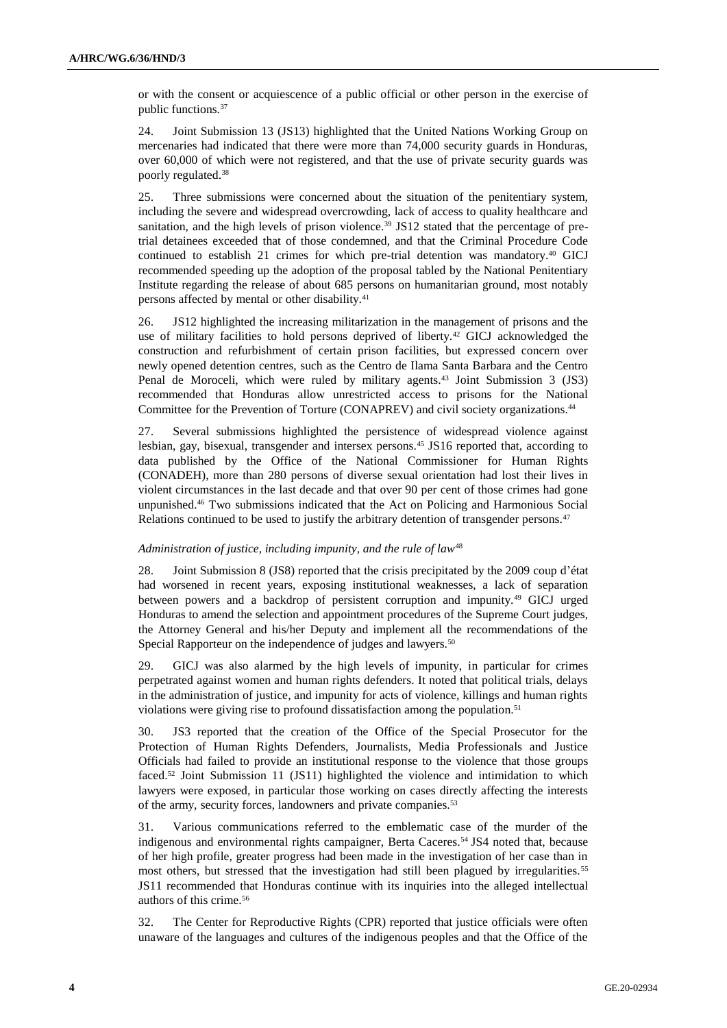or with the consent or acquiescence of a public official or other person in the exercise of public functions.[37]

24. Joint Submission 13 (JS13) highlighted that the United Nations Working Group on mercenaries had indicated that there were more than 74,000 security guards in Honduras, over 60,000 of which were not registered, and that the use of private security guards was poorly regulated.[38]

25. Three submissions were concerned about the situation of the penitentiary system, including the severe and widespread overcrowding, lack of access to quality healthcare and sanitation, and the high levels of prison violence.[39] JS12 stated that the percentage of pre-trial detainees exceeded that of those condemned, and that the Criminal Procedure Code continued to establish 21 crimes for which pre-trial detention was mandatory.[40] GICJ recommended speeding up the adoption of the proposal tabled by the National Penitentiary Institute regarding the release of about 685 persons on humanitarian ground, most notably persons affected by mental or other disability.[41]

26. JS12 highlighted the increasing militarization in the management of prisons and the use of military facilities to hold persons deprived of liberty.[42] GICJ acknowledged the construction and refurbishment of certain prison facilities, but expressed concern over newly opened detention centres, such as the Centro de Ilama Santa Barbara and the Centro Penal de Moroceli, which were ruled by military agents.[43] Joint Submission 3 (JS3) recommended that Honduras allow unrestricted access to prisons for the National Committee for the Prevention of Torture (CONAPREV) and civil society organizations.[44]

27. Several submissions highlighted the persistence of widespread violence against lesbian, gay, bisexual, transgender and intersex persons.[45] JS16 reported that, according to data published by the Office of the National Commissioner for Human Rights (CONADEH), more than 280 persons of diverse sexual orientation had lost their lives in violent circumstances in the last decade and that over 90 per cent of those crimes had gone unpunished.[46] Two submissions indicated that the Act on Policing and Harmonious Social Relations continued to be used to justify the arbitrary detention of transgender persons.[47]

### *Administration of justice, including impunity, and the rule of law*[48]

28. Joint Submission 8 (JS8) reported that the crisis precipitated by the 2009 coup d'état had worsened in recent years, exposing institutional weaknesses, a lack of separation between powers and a backdrop of persistent corruption and impunity.[49] GICJ urged Honduras to amend the selection and appointment procedures of the Supreme Court judges, the Attorney General and his/her Deputy and implement all the recommendations of the Special Rapporteur on the independence of judges and lawyers.[50]

29. GICJ was also alarmed by the high levels of impunity, in particular for crimes perpetrated against women and human rights defenders. It noted that political trials, delays in the administration of justice, and impunity for acts of violence, killings and human rights violations were giving rise to profound dissatisfaction among the population.[51]

30. JS3 reported that the creation of the Office of the Special Prosecutor for the Protection of Human Rights Defenders, Journalists, Media Professionals and Justice Officials had failed to provide an institutional response to the violence that those groups faced.[52] Joint Submission 11 (JS11) highlighted the violence and intimidation to which lawyers were exposed, in particular those working on cases directly affecting the interests of the army, security forces, landowners and private companies.[53]

31. Various communications referred to the emblematic case of the murder of the indigenous and environmental rights campaigner, Berta Caceres.[54] JS4 noted that, because of her high profile, greater progress had been made in the investigation of her case than in most others, but stressed that the investigation had still been plagued by irregularities.[55] JS11 recommended that Honduras continue with its inquiries into the alleged intellectual authors of this crime.[56]

32. The Center for Reproductive Rights (CPR) reported that justice officials were often unaware of the languages and cultures of the indigenous peoples and that the Office of the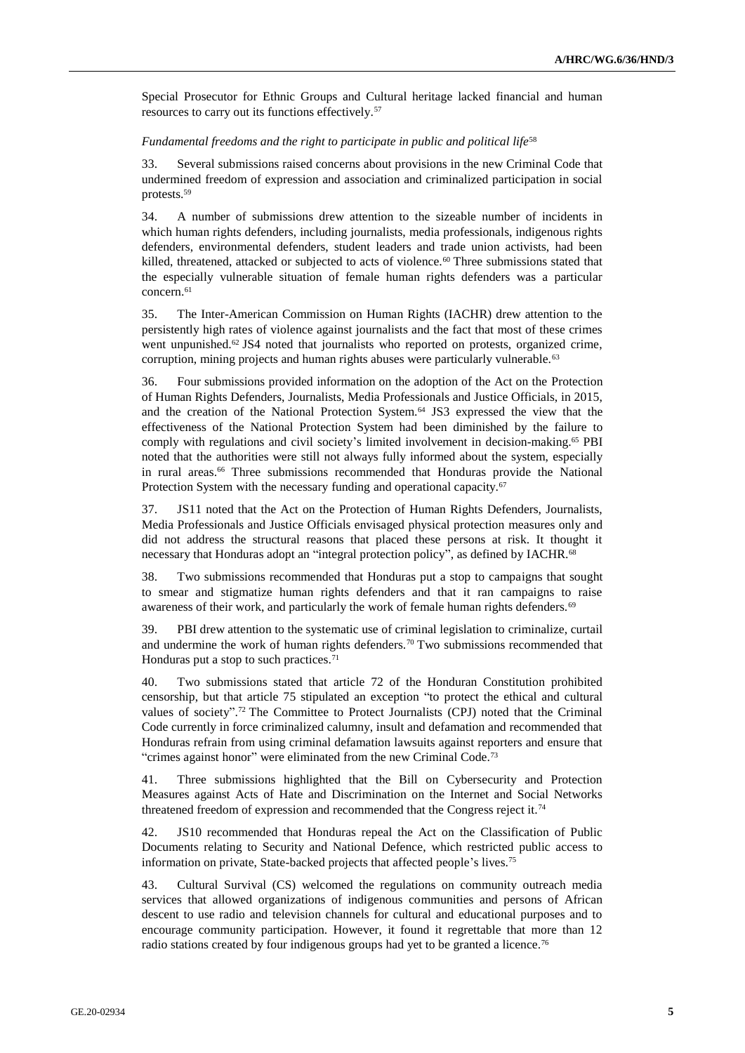Special Prosecutor for Ethnic Groups and Cultural heritage lacked financial and human resources to carry out its functions effectively.[57]

*Fundamental freedoms and the right to participate in public and political life*[58]

33. Several submissions raised concerns about provisions in the new Criminal Code that undermined freedom of expression and association and criminalized participation in social protests.[59]

34. A number of submissions drew attention to the sizeable number of incidents in which human rights defenders, including journalists, media professionals, indigenous rights defenders, environmental defenders, student leaders and trade union activists, had been killed, threatened, attacked or subjected to acts of violence.[60] Three submissions stated that the especially vulnerable situation of female human rights defenders was a particular concern.[61]

35. The Inter-American Commission on Human Rights (IACHR) drew attention to the persistently high rates of violence against journalists and the fact that most of these crimes went unpunished.[62] JS4 noted that journalists who reported on protests, organized crime, corruption, mining projects and human rights abuses were particularly vulnerable.[63]

36. Four submissions provided information on the adoption of the Act on the Protection of Human Rights Defenders, Journalists, Media Professionals and Justice Officials, in 2015, and the creation of the National Protection System.[64] JS3 expressed the view that the effectiveness of the National Protection System had been diminished by the failure to comply with regulations and civil society's limited involvement in decision-making.[65] PBI noted that the authorities were still not always fully informed about the system, especially in rural areas.[66] Three submissions recommended that Honduras provide the National Protection System with the necessary funding and operational capacity.[67]

37. JS11 noted that the Act on the Protection of Human Rights Defenders, Journalists, Media Professionals and Justice Officials envisaged physical protection measures only and did not address the structural reasons that placed these persons at risk. It thought it necessary that Honduras adopt an "integral protection policy", as defined by IACHR.[68]

38. Two submissions recommended that Honduras put a stop to campaigns that sought to smear and stigmatize human rights defenders and that it ran campaigns to raise awareness of their work, and particularly the work of female human rights defenders.[69]

39. PBI drew attention to the systematic use of criminal legislation to criminalize, curtail and undermine the work of human rights defenders.[70] Two submissions recommended that Honduras put a stop to such practices.[71]

40. Two submissions stated that article 72 of the Honduran Constitution prohibited censorship, but that article 75 stipulated an exception "to protect the ethical and cultural values of society".[72] The Committee to Protect Journalists (CPJ) noted that the Criminal Code currently in force criminalized calumny, insult and defamation and recommended that Honduras refrain from using criminal defamation lawsuits against reporters and ensure that "crimes against honor" were eliminated from the new Criminal Code.[73]

41. Three submissions highlighted that the Bill on Cybersecurity and Protection Measures against Acts of Hate and Discrimination on the Internet and Social Networks threatened freedom of expression and recommended that the Congress reject it.[74]

42. JS10 recommended that Honduras repeal the Act on the Classification of Public Documents relating to Security and National Defence, which restricted public access to information on private, State-backed projects that affected people's lives.[75]

43. Cultural Survival (CS) welcomed the regulations on community outreach media services that allowed organizations of indigenous communities and persons of African descent to use radio and television channels for cultural and educational purposes and to encourage community participation. However, it found it regrettable that more than 12 radio stations created by four indigenous groups had yet to be granted a licence.[76]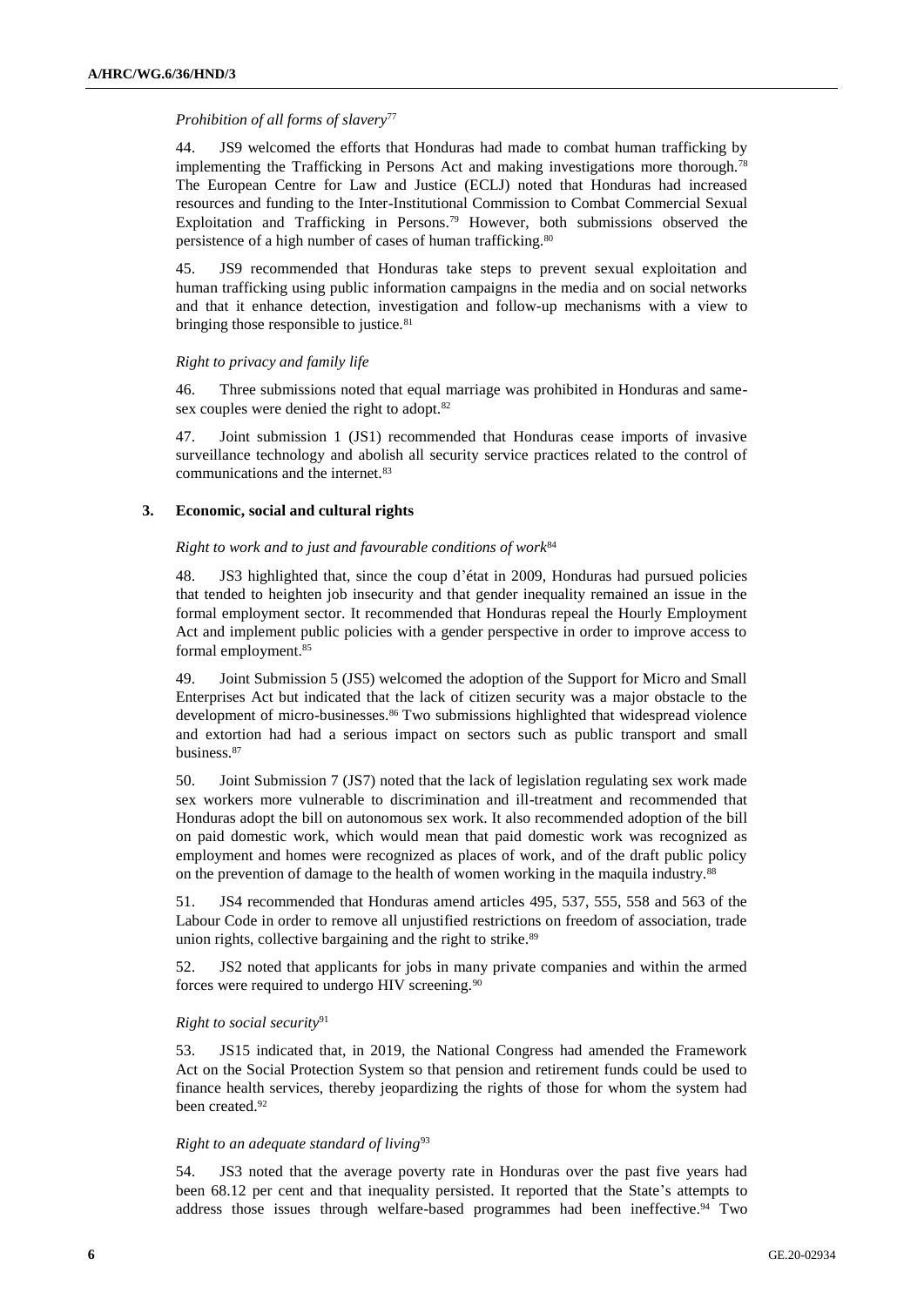*Prohibition of all forms of slavery*[77]

44. JS9 welcomed the efforts that Honduras had made to combat human trafficking by implementing the Trafficking in Persons Act and making investigations more thorough.[78] The European Centre for Law and Justice (ECLJ) noted that Honduras had increased resources and funding to the Inter-Institutional Commission to Combat Commercial Sexual Exploitation and Trafficking in Persons.[79] However, both submissions observed the persistence of a high number of cases of human trafficking.[80]

45. JS9 recommended that Honduras take steps to prevent sexual exploitation and human trafficking using public information campaigns in the media and on social networks and that it enhance detection, investigation and follow-up mechanisms with a view to bringing those responsible to justice.[81]

*Right to privacy and family life*

46. Three submissions noted that equal marriage was prohibited in Honduras and same-sex couples were denied the right to adopt.[82]

47. Joint submission 1 (JS1) recommended that Honduras cease imports of invasive surveillance technology and abolish all security service practices related to the control of communications and the internet.[83]

### 3. Economic, social and cultural rights

*Right to work and to just and favourable conditions of work*[84]

48. JS3 highlighted that, since the coup d'état in 2009, Honduras had pursued policies that tended to heighten job insecurity and that gender inequality remained an issue in the formal employment sector. It recommended that Honduras repeal the Hourly Employment Act and implement public policies with a gender perspective in order to improve access to formal employment.[85]

49. Joint Submission 5 (JS5) welcomed the adoption of the Support for Micro and Small Enterprises Act but indicated that the lack of citizen security was a major obstacle to the development of micro-businesses.[86] Two submissions highlighted that widespread violence and extortion had had a serious impact on sectors such as public transport and small business.[87]

50. Joint Submission 7 (JS7) noted that the lack of legislation regulating sex work made sex workers more vulnerable to discrimination and ill-treatment and recommended that Honduras adopt the bill on autonomous sex work. It also recommended adoption of the bill on paid domestic work, which would mean that paid domestic work was recognized as employment and homes were recognized as places of work, and of the draft public policy on the prevention of damage to the health of women working in the maquila industry.[88]

51. JS4 recommended that Honduras amend articles 495, 537, 555, 558 and 563 of the Labour Code in order to remove all unjustified restrictions on freedom of association, trade union rights, collective bargaining and the right to strike.[89]

52. JS2 noted that applicants for jobs in many private companies and within the armed forces were required to undergo HIV screening.[90]

*Right to social security*[91]

53. JS15 indicated that, in 2019, the National Congress had amended the Framework Act on the Social Protection System so that pension and retirement funds could be used to finance health services, thereby jeopardizing the rights of those for whom the system had been created.[92]

*Right to an adequate standard of living*[93]

54. JS3 noted that the average poverty rate in Honduras over the past five years had been 68.12 per cent and that inequality persisted. It reported that the State's attempts to address those issues through welfare-based programmes had been ineffective.[94] Two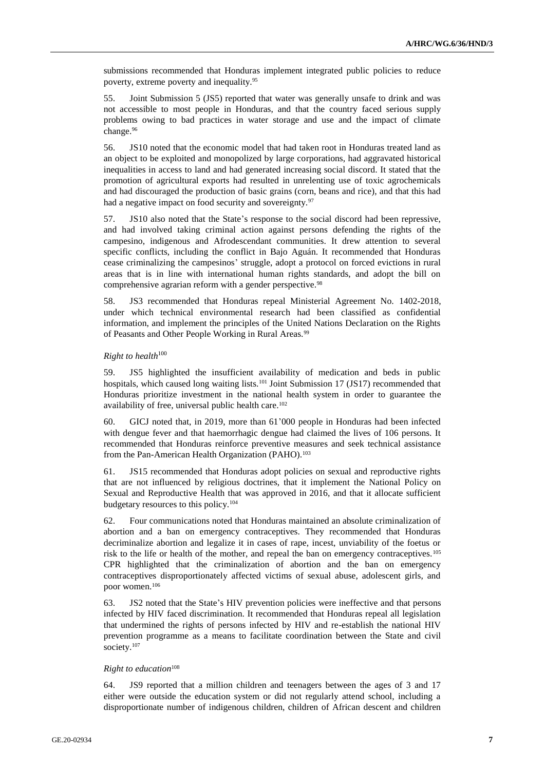submissions recommended that Honduras implement integrated public policies to reduce poverty, extreme poverty and inequality.[95]

55. Joint Submission 5 (JS5) reported that water was generally unsafe to drink and was not accessible to most people in Honduras, and that the country faced serious supply problems owing to bad practices in water storage and use and the impact of climate change.[96]

56. JS10 noted that the economic model that had taken root in Honduras treated land as an object to be exploited and monopolized by large corporations, had aggravated historical inequalities in access to land and had generated increasing social discord. It stated that the promotion of agricultural exports had resulted in unrelenting use of toxic agrochemicals and had discouraged the production of basic grains (corn, beans and rice), and that this had had a negative impact on food security and sovereignty.[97]

57. JS10 also noted that the State's response to the social discord had been repressive, and had involved taking criminal action against persons defending the rights of the campesino, indigenous and Afrodescendant communities. It drew attention to several specific conflicts, including the conflict in Bajo Aguán. It recommended that Honduras cease criminalizing the campesinos' struggle, adopt a protocol on forced evictions in rural areas that is in line with international human rights standards, and adopt the bill on comprehensive agrarian reform with a gender perspective.[98]

58. JS3 recommended that Honduras repeal Ministerial Agreement No. 1402-2018, under which technical environmental research had been classified as confidential information, and implement the principles of the United Nations Declaration on the Rights of Peasants and Other People Working in Rural Areas.[99]

*Right to health*[100]

59. JS5 highlighted the insufficient availability of medication and beds in public hospitals, which caused long waiting lists.[101] Joint Submission 17 (JS17) recommended that Honduras prioritize investment in the national health system in order to guarantee the availability of free, universal public health care.[102]

60. GICJ noted that, in 2019, more than 61'000 people in Honduras had been infected with dengue fever and that haemorrhagic dengue had claimed the lives of 106 persons. It recommended that Honduras reinforce preventive measures and seek technical assistance from the Pan-American Health Organization (PAHO).[103]

61. JS15 recommended that Honduras adopt policies on sexual and reproductive rights that are not influenced by religious doctrines, that it implement the National Policy on Sexual and Reproductive Health that was approved in 2016, and that it allocate sufficient budgetary resources to this policy.[104]

62. Four communications noted that Honduras maintained an absolute criminalization of abortion and a ban on emergency contraceptives. They recommended that Honduras decriminalize abortion and legalize it in cases of rape, incest, unviability of the foetus or risk to the life or health of the mother, and repeal the ban on emergency contraceptives.[105] CPR highlighted that the criminalization of abortion and the ban on emergency contraceptives disproportionately affected victims of sexual abuse, adolescent girls, and poor women.[106]

63. JS2 noted that the State's HIV prevention policies were ineffective and that persons infected by HIV faced discrimination. It recommended that Honduras repeal all legislation that undermined the rights of persons infected by HIV and re-establish the national HIV prevention programme as a means to facilitate coordination between the State and civil society.[107]

*Right to education*[108]

64. JS9 reported that a million children and teenagers between the ages of 3 and 17 either were outside the education system or did not regularly attend school, including a disproportionate number of indigenous children, children of African descent and children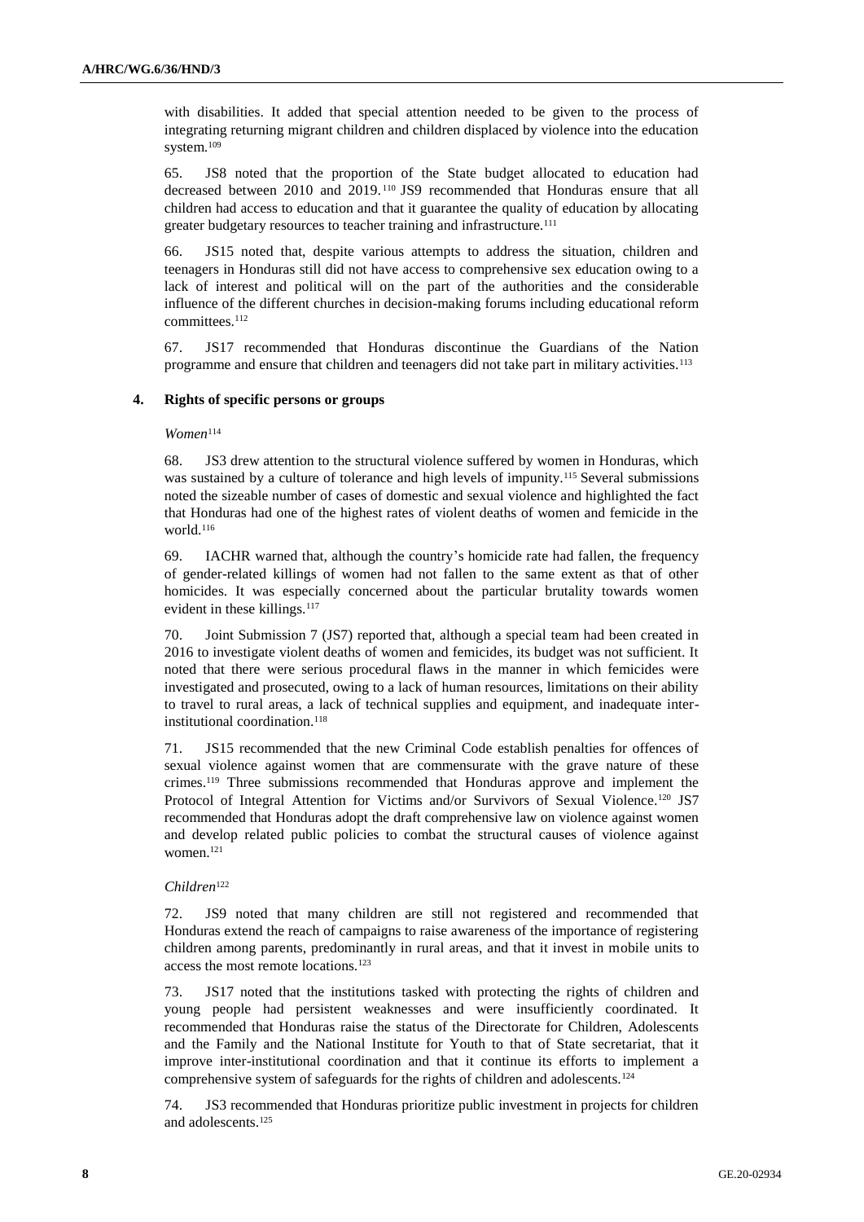with disabilities. It added that special attention needed to be given to the process of integrating returning migrant children and children displaced by violence into the education system.[109]

65. JS8 noted that the proportion of the State budget allocated to education had decreased between 2010 and 2019.[110] JS9 recommended that Honduras ensure that all children had access to education and that it guarantee the quality of education by allocating greater budgetary resources to teacher training and infrastructure.[111]

66. JS15 noted that, despite various attempts to address the situation, children and teenagers in Honduras still did not have access to comprehensive sex education owing to a lack of interest and political will on the part of the authorities and the considerable influence of the different churches in decision-making forums including educational reform committees.[112]

67. JS17 recommended that Honduras discontinue the Guardians of the Nation programme and ensure that children and teenagers did not take part in military activities.[113]

### 4. Rights of specific persons or groups

*Women*[114]

68. JS3 drew attention to the structural violence suffered by women in Honduras, which was sustained by a culture of tolerance and high levels of impunity.[115] Several submissions noted the sizeable number of cases of domestic and sexual violence and highlighted the fact that Honduras had one of the highest rates of violent deaths of women and femicide in the world.[116]

69. IACHR warned that, although the country's homicide rate had fallen, the frequency of gender-related killings of women had not fallen to the same extent as that of other homicides. It was especially concerned about the particular brutality towards women evident in these killings.[117]

70. Joint Submission 7 (JS7) reported that, although a special team had been created in 2016 to investigate violent deaths of women and femicides, its budget was not sufficient. It noted that there were serious procedural flaws in the manner in which femicides were investigated and prosecuted, owing to a lack of human resources, limitations on their ability to travel to rural areas, a lack of technical supplies and equipment, and inadequate inter-institutional coordination.[118]

71. JS15 recommended that the new Criminal Code establish penalties for offences of sexual violence against women that are commensurate with the grave nature of these crimes.[119] Three submissions recommended that Honduras approve and implement the Protocol of Integral Attention for Victims and/or Survivors of Sexual Violence.[120] JS7 recommended that Honduras adopt the draft comprehensive law on violence against women and develop related public policies to combat the structural causes of violence against women.[121]

*Children*[122]

72. JS9 noted that many children are still not registered and recommended that Honduras extend the reach of campaigns to raise awareness of the importance of registering children among parents, predominantly in rural areas, and that it invest in mobile units to access the most remote locations.[123]

73. JS17 noted that the institutions tasked with protecting the rights of children and young people had persistent weaknesses and were insufficiently coordinated. It recommended that Honduras raise the status of the Directorate for Children, Adolescents and the Family and the National Institute for Youth to that of State secretariat, that it improve inter-institutional coordination and that it continue its efforts to implement a comprehensive system of safeguards for the rights of children and adolescents.[124]

74. JS3 recommended that Honduras prioritize public investment in projects for children and adolescents.[125]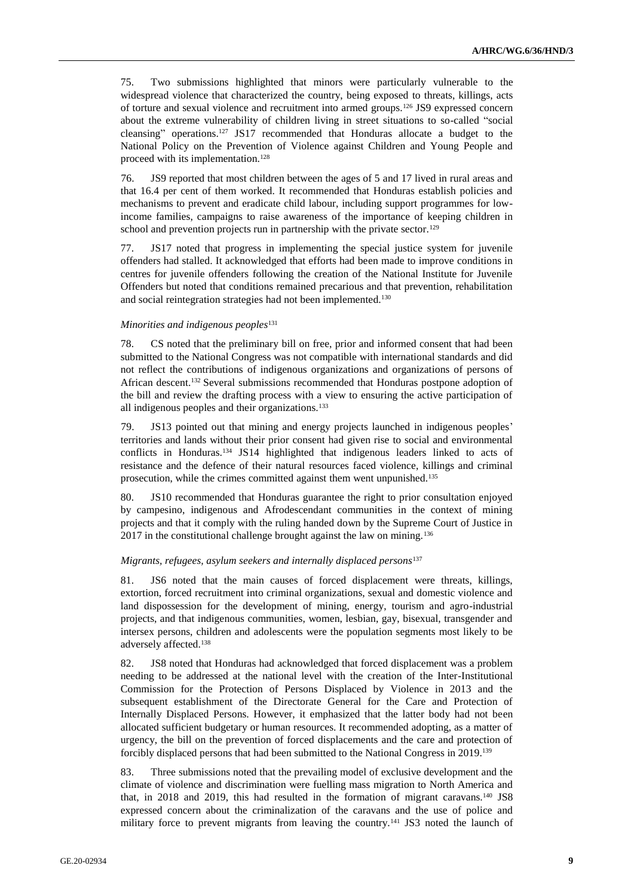75. Two submissions highlighted that minors were particularly vulnerable to the widespread violence that characterized the country, being exposed to threats, killings, acts of torture and sexual violence and recruitment into armed groups.[126] JS9 expressed concern about the extreme vulnerability of children living in street situations to so-called "social cleansing" operations.[127] JS17 recommended that Honduras allocate a budget to the National Policy on the Prevention of Violence against Children and Young People and proceed with its implementation.[128]

76. JS9 reported that most children between the ages of 5 and 17 lived in rural areas and that 16.4 per cent of them worked. It recommended that Honduras establish policies and mechanisms to prevent and eradicate child labour, including support programmes for low-income families, campaigns to raise awareness of the importance of keeping children in school and prevention projects run in partnership with the private sector.[129]

77. JS17 noted that progress in implementing the special justice system for juvenile offenders had stalled. It acknowledged that efforts had been made to improve conditions in centres for juvenile offenders following the creation of the National Institute for Juvenile Offenders but noted that conditions remained precarious and that prevention, rehabilitation and social reintegration strategies had not been implemented.[130]

*Minorities and indigenous peoples*[131]

78. CS noted that the preliminary bill on free, prior and informed consent that had been submitted to the National Congress was not compatible with international standards and did not reflect the contributions of indigenous organizations and organizations of persons of African descent.[132] Several submissions recommended that Honduras postpone adoption of the bill and review the drafting process with a view to ensuring the active participation of all indigenous peoples and their organizations.[133]

79. JS13 pointed out that mining and energy projects launched in indigenous peoples' territories and lands without their prior consent had given rise to social and environmental conflicts in Honduras.[134] JS14 highlighted that indigenous leaders linked to acts of resistance and the defence of their natural resources faced violence, killings and criminal prosecution, while the crimes committed against them went unpunished.[135]

80. JS10 recommended that Honduras guarantee the right to prior consultation enjoyed by campesino, indigenous and Afrodescendant communities in the context of mining projects and that it comply with the ruling handed down by the Supreme Court of Justice in 2017 in the constitutional challenge brought against the law on mining.[136]

*Migrants, refugees, asylum seekers and internally displaced persons*[137]

81. JS6 noted that the main causes of forced displacement were threats, killings, extortion, forced recruitment into criminal organizations, sexual and domestic violence and land dispossession for the development of mining, energy, tourism and agro-industrial projects, and that indigenous communities, women, lesbian, gay, bisexual, transgender and intersex persons, children and adolescents were the population segments most likely to be adversely affected.[138]

82. JS8 noted that Honduras had acknowledged that forced displacement was a problem needing to be addressed at the national level with the creation of the Inter-Institutional Commission for the Protection of Persons Displaced by Violence in 2013 and the subsequent establishment of the Directorate General for the Care and Protection of Internally Displaced Persons. However, it emphasized that the latter body had not been allocated sufficient budgetary or human resources. It recommended adopting, as a matter of urgency, the bill on the prevention of forced displacements and the care and protection of forcibly displaced persons that had been submitted to the National Congress in 2019.[139]

83. Three submissions noted that the prevailing model of exclusive development and the climate of violence and discrimination were fuelling mass migration to North America and that, in 2018 and 2019, this had resulted in the formation of migrant caravans.[140] JS8 expressed concern about the criminalization of the caravans and the use of police and military force to prevent migrants from leaving the country.[141] JS3 noted the launch of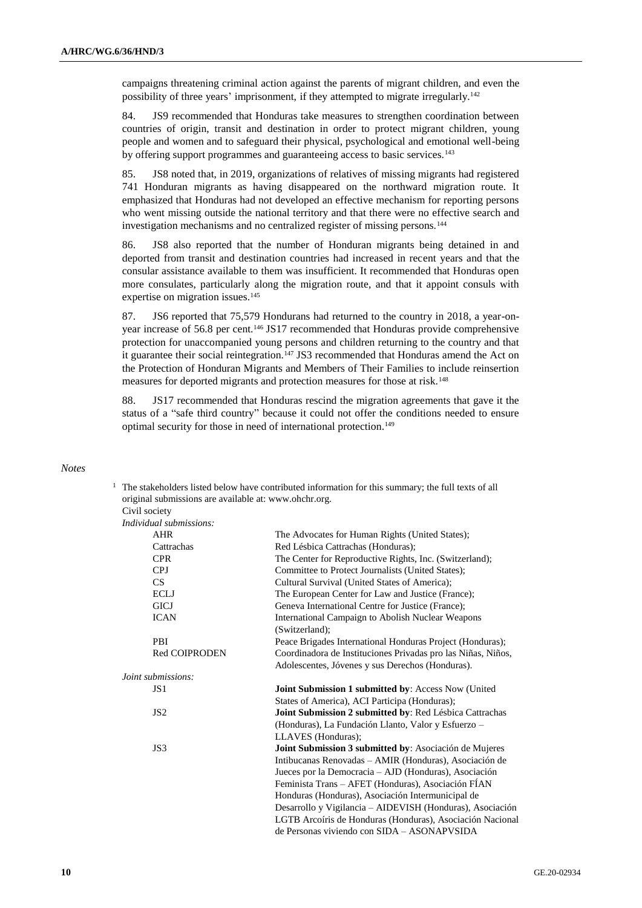campaigns threatening criminal action against the parents of migrant children, and even the possibility of three years' imprisonment, if they attempted to migrate irregularly.[142]

84. JS9 recommended that Honduras take measures to strengthen coordination between countries of origin, transit and destination in order to protect migrant children, young people and women and to safeguard their physical, psychological and emotional well-being by offering support programmes and guaranteeing access to basic services.[143]

85. JS8 noted that, in 2019, organizations of relatives of missing migrants had registered 741 Honduran migrants as having disappeared on the northward migration route. It emphasized that Honduras had not developed an effective mechanism for reporting persons who went missing outside the national territory and that there were no effective search and investigation mechanisms and no centralized register of missing persons.[144]

86. JS8 also reported that the number of Honduran migrants being detained in and deported from transit and destination countries had increased in recent years and that the consular assistance available to them was insufficient. It recommended that Honduras open more consulates, particularly along the migration route, and that it appoint consuls with expertise on migration issues.[145]

87. JS6 reported that 75,579 Hondurans had returned to the country in 2018, a year-on-year increase of 56.8 per cent.[146] JS17 recommended that Honduras provide comprehensive protection for unaccompanied young persons and children returning to the country and that it guarantee their social reintegration.[147] JS3 recommended that Honduras amend the Act on the Protection of Honduran Migrants and Members of Their Families to include reinsertion measures for deported migrants and protection measures for those at risk.[148]

88. JS17 recommended that Honduras rescind the migration agreements that gave it the status of a "safe third country" because it could not offer the conditions needed to ensure optimal security for those in need of international protection.[149]

*Notes*

[1] The stakeholders listed below have contributed information for this summary; the full texts of all original submissions are available at: www.ohchr.org.

Civil society

*Individual submissions:*

| | |
|---|---|
| AHR | The Advocates for Human Rights (United States); |
| Cattrachas | Red Lésbica Cattrachas (Honduras); |
| CPR | The Center for Reproductive Rights, Inc. (Switzerland); |
| CPJ | Committee to Protect Journalists (United States); |
| CS | Cultural Survival (United States of America); |
| ECLJ | The European Center for Law and Justice (France); |
| GICJ | Geneva International Centre for Justice (France); |
| ICAN | International Campaign to Abolish Nuclear Weapons (Switzerland); |
| PBI | Peace Brigades International Honduras Project (Honduras); |
| Red COIPRODEN | Coordinadora de Instituciones Privadas pro las Niñas, Niños, Adolescentes, Jóvenes y sus Derechos (Honduras). |

*Joint submissions:*

| | |
|---|---|
| JS1 | **Joint Submission 1 submitted by**: Access Now (United States of America), ACI Participa (Honduras); |
| JS2 | **Joint Submission 2 submitted by**: Red Lésbica Cattrachas (Honduras), La Fundación Llanto, Valor y Esfuerzo – LLAVES (Honduras); |
| JS3 | **Joint Submission 3 submitted by**: Asociación de Mujeres Intibucanas Renovadas – AMIR (Honduras), Asociación de Jueces por la Democracia – AJD (Honduras), Asociación Feminista Trans – AFET (Honduras), Asociación FÍAN Honduras (Honduras), Asociación Intermunicipal de Desarrollo y Vigilancia – AIDEVISH (Honduras), Asociación LGTB Arcoíris de Honduras (Honduras), Asociación Nacional de Personas viviendo con SIDA – ASONAPVSIDA |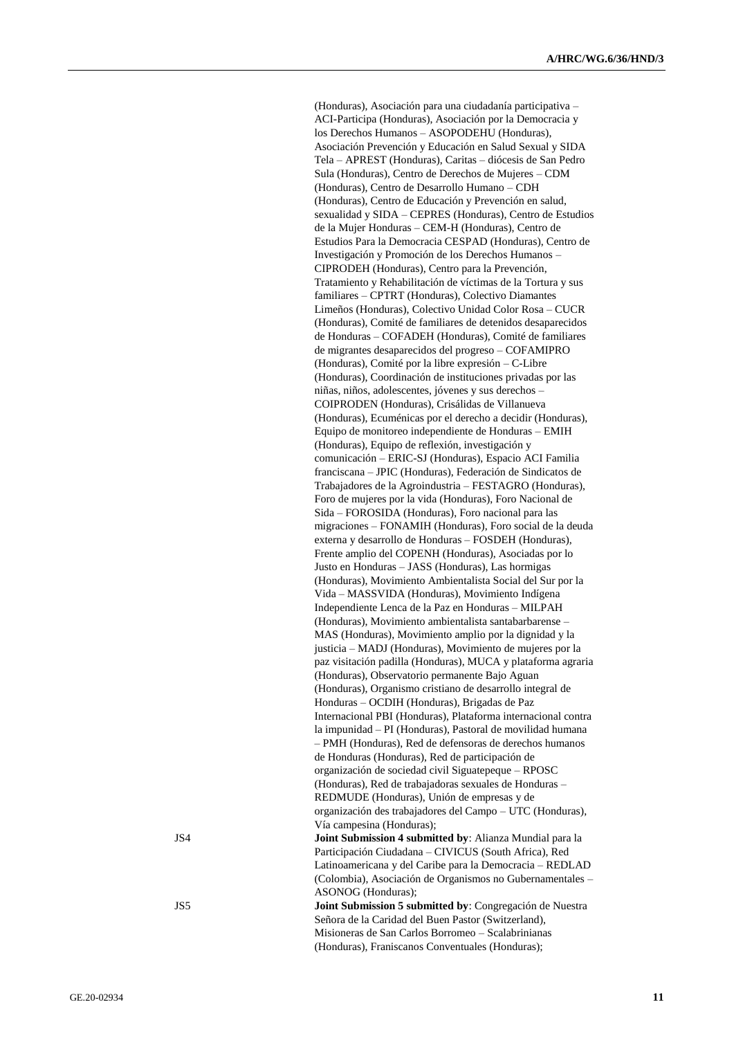(Honduras), Asociación para una ciudadanía participativa – ACI-Participa (Honduras), Asociación por la Democracia y los Derechos Humanos – ASOPODEHU (Honduras), Asociación Prevención y Educación en Salud Sexual y SIDA Tela – APREST (Honduras), Caritas – diócesis de San Pedro Sula (Honduras), Centro de Derechos de Mujeres – CDM (Honduras), Centro de Desarrollo Humano – CDH (Honduras), Centro de Educación y Prevención en salud, sexualidad y SIDA – CEPRES (Honduras), Centro de Estudios de la Mujer Honduras – CEM-H (Honduras), Centro de Estudios Para la Democracia CESPAD (Honduras), Centro de Investigación y Promoción de los Derechos Humanos – CIPRODEH (Honduras), Centro para la Prevención, Tratamiento y Rehabilitación de víctimas de la Tortura y sus familiares – CPTRT (Honduras), Colectivo Diamantes Limeños (Honduras), Colectivo Unidad Color Rosa – CUCR (Honduras), Comité de familiares de detenidos desaparecidos de Honduras – COFADEH (Honduras), Comité de familiares de migrantes desaparecidos del progreso – COFAMIPRO (Honduras), Comité por la libre expresión – C-Libre (Honduras), Coordinación de instituciones privadas por las niñas, niños, adolescentes, jóvenes y sus derechos – COIPRODEN (Honduras), Crisálidas de Villanueva (Honduras), Ecuménicas por el derecho a decidir (Honduras), Equipo de monitoreo independiente de Honduras – EMIH (Honduras), Equipo de reflexión, investigación y comunicación – ERIC-SJ (Honduras), Espacio ACI Familia franciscana – JPIC (Honduras), Federación de Sindicatos de Trabajadores de la Agroindustria – FESTAGRO (Honduras), Foro de mujeres por la vida (Honduras), Foro Nacional de Sida – FOROSIDA (Honduras), Foro nacional para las migraciones – FONAMIH (Honduras), Foro social de la deuda externa y desarrollo de Honduras – FOSDEH (Honduras), Frente amplio del COPENH (Honduras), Asociadas por lo Justo en Honduras – JASS (Honduras), Las hormigas (Honduras), Movimiento Ambientalista Social del Sur por la Vida – MASSVIDA (Honduras), Movimiento Indígena Independiente Lenca de la Paz en Honduras – MILPAH (Honduras), Movimiento ambientalista santabarbarense – MAS (Honduras), Movimiento amplio por la dignidad y la justicia – MADJ (Honduras), Movimiento de mujeres por la paz visitación padilla (Honduras), MUCA y plataforma agraria (Honduras), Observatorio permanente Bajo Aguan (Honduras), Organismo cristiano de desarrollo integral de Honduras – OCDIH (Honduras), Brigadas de Paz Internacional PBI (Honduras), Plataforma internacional contra la impunidad – PI (Honduras), Pastoral de movilidad humana – PMH (Honduras), Red de defensoras de derechos humanos de Honduras (Honduras), Red de participación de organización de sociedad civil Siguatepeque – RPOSC (Honduras), Red de trabajadoras sexuales de Honduras – REDMUDE (Honduras), Unión de empresas y de organización des trabajadores del Campo – UTC (Honduras), Vía campesina (Honduras);

JS4 **Joint Submission 4 submitted by**: Alianza Mundial para la Participación Ciudadana – CIVICUS (South Africa), Red Latinoamericana y del Caribe para la Democracia – REDLAD (Colombia), Asociación de Organismos no Gubernamentales – ASONOG (Honduras);

JS5 **Joint Submission 5 submitted by**: Congregación de Nuestra Señora de la Caridad del Buen Pastor (Switzerland), Misioneras de San Carlos Borromeo – Scalabrinianas (Honduras), Franiscanos Conventuales (Honduras);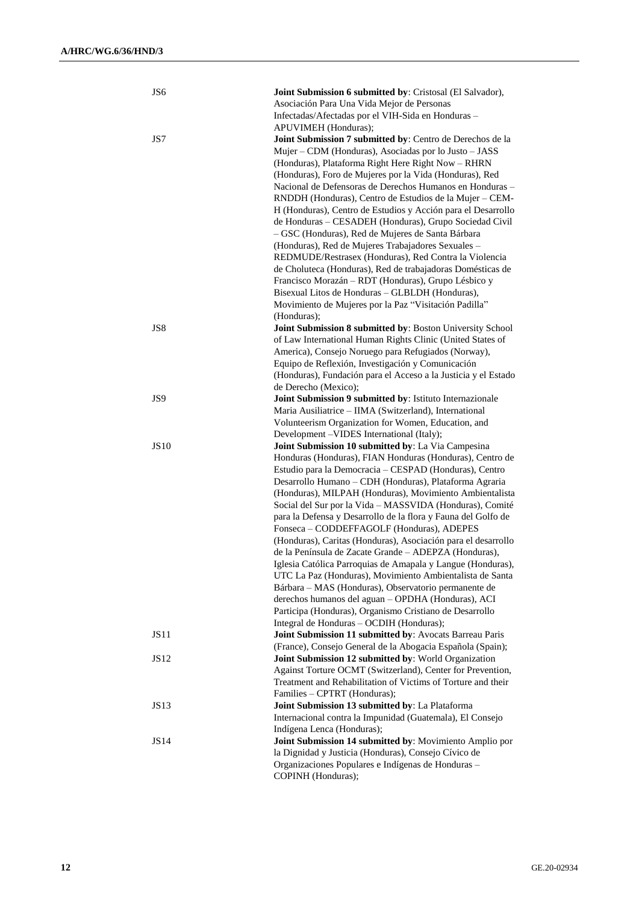| | |
|---|---|
| JS6 | **Joint Submission 6 submitted by**: Cristosal (El Salvador), Asociación Para Una Vida Mejor de Personas Infectadas/Afectadas por el VIH-Sida en Honduras – APUVIMEH (Honduras); |
| JS7 | **Joint Submission 7 submitted by**: Centro de Derechos de la Mujer – CDM (Honduras), Asociadas por lo Justo – JASS (Honduras), Plataforma Right Here Right Now – RHRN (Honduras), Foro de Mujeres por la Vida (Honduras), Red Nacional de Defensoras de Derechos Humanos en Honduras – RNDDH (Honduras), Centro de Estudios de la Mujer – CEM-H (Honduras), Centro de Estudios y Acción para el Desarrollo de Honduras – CESADEH (Honduras), Grupo Sociedad Civil – GSC (Honduras), Red de Mujeres de Santa Bárbara (Honduras), Red de Mujeres Trabajadores Sexuales – REDMUDE/Restrasex (Honduras), Red Contra la Violencia de Choluteca (Honduras), Red de trabajadoras Domésticas de Francisco Morazán – RDT (Honduras), Grupo Lésbico y Bisexual Litos de Honduras – GLBLDH (Honduras), Movimiento de Mujeres por la Paz "Visitación Padilla" (Honduras); |
| JS8 | **Joint Submission 8 submitted by**: Boston University School of Law International Human Rights Clinic (United States of America), Consejo Noruego para Refugiados (Norway), Equipo de Reflexión, Investigación y Comunicación (Honduras), Fundación para el Acceso a la Justicia y el Estado de Derecho (Mexico); |
| JS9 | **Joint Submission 9 submitted by**: Istituto Internazionale Maria Ausiliatrice – IIMA (Switzerland), International Volunteerism Organization for Women, Education, and Development –VIDES International (Italy); |
| JS10 | **Joint Submission 10 submitted by**: La Via Campesina Honduras (Honduras), FIAN Honduras (Honduras), Centro de Estudio para la Democracia – CESPAD (Honduras), Centro Desarrollo Humano – CDH (Honduras), Plataforma Agraria (Honduras), MILPAH (Honduras), Movimiento Ambientalista Social del Sur por la Vida – MASSVIDA (Honduras), Comité para la Defensa y Desarrollo de la flora y Fauna del Golfo de Fonseca – CODDEFFAGOLF (Honduras), ADEPES (Honduras), Caritas (Honduras), Asociación para el desarrollo de la Península de Zacate Grande – ADEPZA (Honduras), Iglesia Católica Parroquias de Amapala y Langue (Honduras), UTC La Paz (Honduras), Movimiento Ambientalista de Santa Bárbara – MAS (Honduras), Observatorio permanente de derechos humanos del aguan – OPDHA (Honduras), ACI Participa (Honduras), Organismo Cristiano de Desarrollo Integral de Honduras – OCDIH (Honduras); |
| JS11 | **Joint Submission 11 submitted by**: Avocats Barreau Paris (France), Consejo General de la Abogacia Española (Spain); |
| JS12 | **Joint Submission 12 submitted by**: World Organization Against Torture OCMT (Switzerland), Center for Prevention, Treatment and Rehabilitation of Victims of Torture and their Families – CPTRT (Honduras); |
| JS13 | **Joint Submission 13 submitted by**: La Plataforma Internacional contra la Impunidad (Guatemala), El Consejo Indígena Lenca (Honduras); |
| JS14 | **Joint Submission 14 submitted by**: Movimiento Amplio por la Dignidad y Justicia (Honduras), Consejo Cívico de Organizaciones Populares e Indígenas de Honduras – COPINH (Honduras); |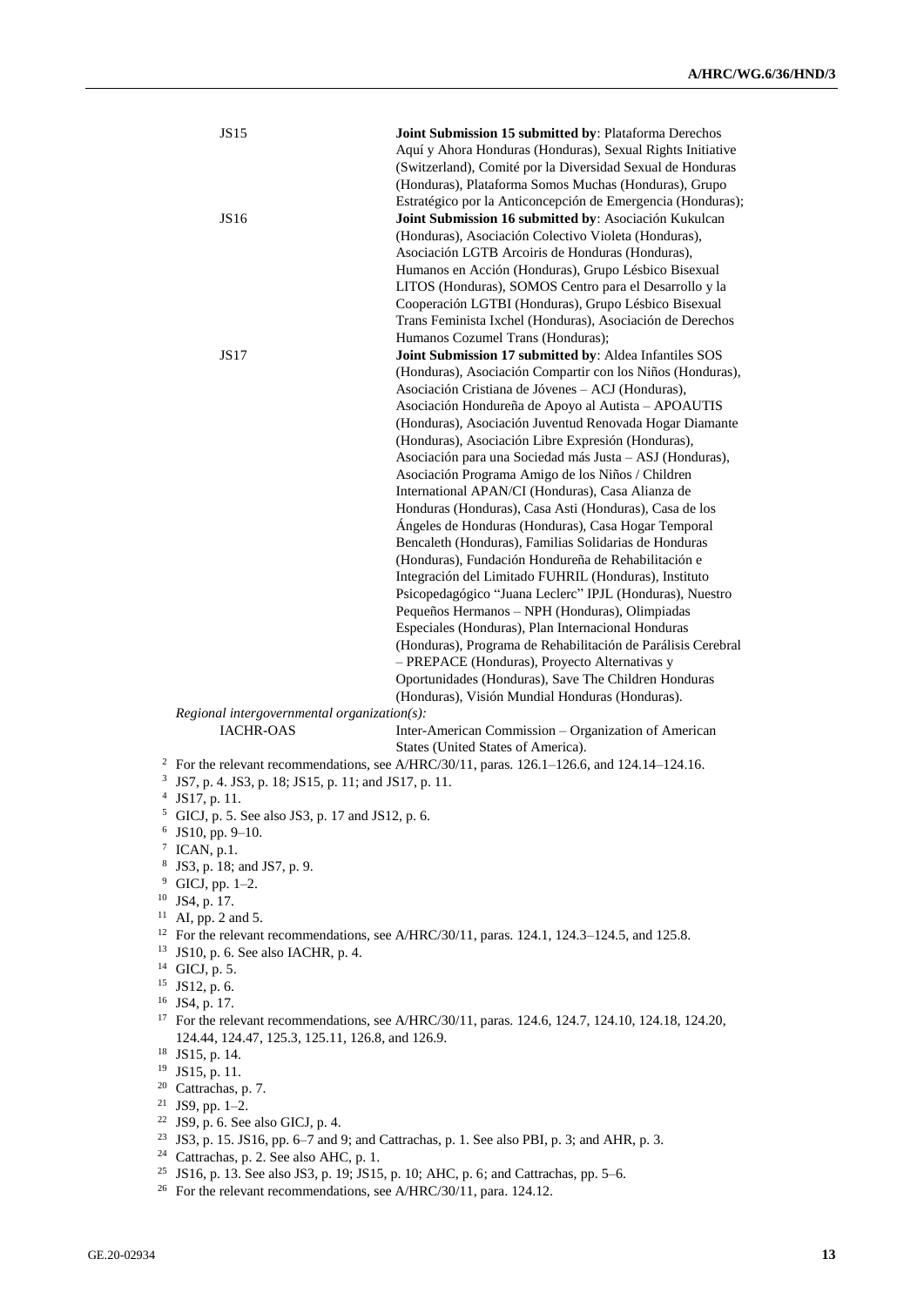| | |
|---|---|
| JS15 | **Joint Submission 15 submitted by**: Plataforma Derechos Aquí y Ahora Honduras (Honduras), Sexual Rights Initiative (Switzerland), Comité por la Diversidad Sexual de Honduras (Honduras), Plataforma Somos Muchas (Honduras), Grupo Estratégico por la Anticoncepción de Emergencia (Honduras); |
| JS16 | **Joint Submission 16 submitted by**: Asociación Kukulcan (Honduras), Asociación Colectivo Violeta (Honduras), Asociación LGTB Arcoiris de Honduras (Honduras), Humanos en Acción (Honduras), Grupo Lésbico Bisexual LITOS (Honduras), SOMOS Centro para el Desarrollo y la Cooperación LGTBI (Honduras), Grupo Lésbico Bisexual Trans Feminista Ixchel (Honduras), Asociación de Derechos Humanos Cozumel Trans (Honduras); |
| JS17 | **Joint Submission 17 submitted by**: Aldea Infantiles SOS (Honduras), Asociación Compartir con los Niños (Honduras), Asociación Cristiana de Jóvenes – ACJ (Honduras), Asociación Hondureña de Apoyo al Autista – APOAUTIS (Honduras), Asociación Juventud Renovada Hogar Diamante (Honduras), Asociación Libre Expresión (Honduras), Asociación para una Sociedad más Justa – ASJ (Honduras), Asociación Programa Amigo de los Niños / Children International APAN/CI (Honduras), Casa Alianza de Honduras (Honduras), Casa Asti (Honduras), Casa de los Ángeles de Honduras (Honduras), Casa Hogar Temporal Bencaleth (Honduras), Familias Solidarias de Honduras (Honduras), Fundación Hondureña de Rehabilitación e Integración del Limitado FUHRIL (Honduras), Instituto Psicopedagógico "Juana Leclerc" IPJL (Honduras), Nuestro Pequeños Hermanos – NPH (Honduras), Olimpiadas Especiales (Honduras), Plan Internacional Honduras (Honduras), Programa de Rehabilitación de Parálisis Cerebral – PREPACE (Honduras), Proyecto Alternativas y Oportunidades (Honduras), Save The Children Honduras (Honduras), Visión Mundial Honduras (Honduras). |

*Regional intergovernmental organization(s):*

| | |
|---|---|
| IACHR-OAS | Inter-American Commission – Organization of American States (United States of America). |

[2] For the relevant recommendations, see A/HRC/30/11, paras. 126.1–126.6, and 124.14–124.16.
[3] JS7, p. 4. JS3, p. 18; JS15, p. 11; and JS17, p. 11.
[4] JS17, p. 11.
[5] GICJ, p. 5. See also JS3, p. 17 and JS12, p. 6.
[6] JS10, pp. 9–10.
[7] ICAN, p.1.
[8] JS3, p. 18; and JS7, p. 9.
[9] GICJ, pp. 1–2.
[10] JS4, p. 17.
[11] AI, pp. 2 and 5.
[12] For the relevant recommendations, see A/HRC/30/11, paras. 124.1, 124.3–124.5, and 125.8.
[13] JS10, p. 6. See also IACHR, p. 4.
[14] GICJ, p. 5.
[15] JS12, p. 6.
[16] JS4, p. 17.
[17] For the relevant recommendations, see A/HRC/30/11, paras. 124.6, 124.7, 124.10, 124.18, 124.20, 124.44, 124.47, 125.3, 125.11, 126.8, and 126.9.
[18] JS15, p. 14.
[19] JS15, p. 11.
[20] Cattrachas, p. 7.
[21] JS9, pp. 1–2.
[22] JS9, p. 6. See also GICJ, p. 4.
[23] JS3, p. 15. JS16, pp. 6–7 and 9; and Cattrachas, p. 1. See also PBI, p. 3; and AHR, p. 3.
[24] Cattrachas, p. 2. See also AHC, p. 1.
[25] JS16, p. 13. See also JS3, p. 19; JS15, p. 10; AHC, p. 6; and Cattrachas, pp. 5–6.
[26] For the relevant recommendations, see A/HRC/30/11, para. 124.12.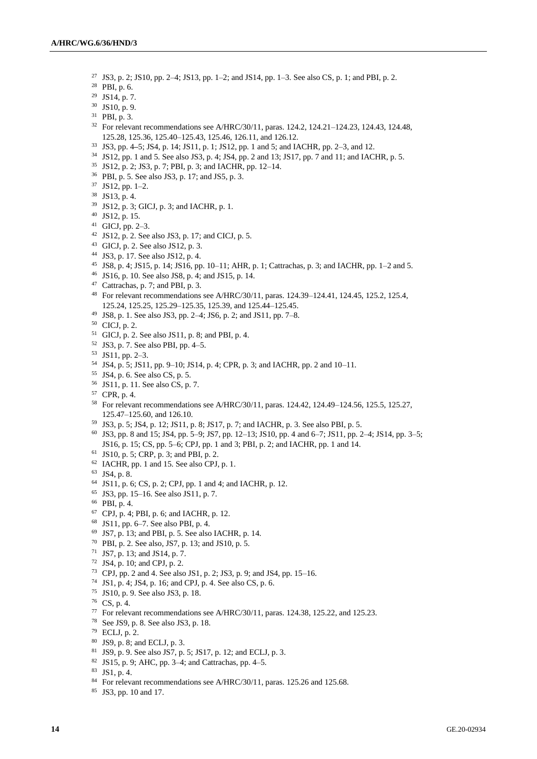[27] JS3, p. 2; JS10, pp. 2–4; JS13, pp. 1–2; and JS14, pp. 1–3. See also CS, p. 1; and PBI, p. 2.

[28] PBI, p. 6.

[29] JS14, p. 7.

[30] JS10, p. 9.

[31] PBI, p. 3.

[32] For relevant recommendations see A/HRC/30/11, paras. 124.2, 124.21–124.23, 124.43, 124.48, 125.28, 125.36, 125.40–125.43, 125.46, 126.11, and 126.12.

[33] JS3, pp. 4–5; JS4, p. 14; JS11, p. 1; JS12, pp. 1 and 5; and IACHR, pp. 2–3, and 12.

[34] JS12, pp. 1 and 5. See also JS3, p. 4; JS4, pp. 2 and 13; JS17, pp. 7 and 11; and IACHR, p. 5.

[35] JS12, p. 2; JS3, p. 7; PBI, p. 3; and IACHR, pp. 12–14.

[36] PBI, p. 5. See also JS3, p. 17; and JS5, p. 3.

[37] JS12, pp. 1–2.

[38] JS13, p. 4.

[39] JS12, p. 3; GICJ, p. 3; and IACHR, p. 1.

[40] JS12, p. 15.

[41] GICJ, pp. 2–3.

[42] JS12, p. 2. See also JS3, p. 17; and CICJ, p. 5.

[43] GICJ, p. 2. See also JS12, p. 3.

[44] JS3, p. 17. See also JS12, p. 4.

[45] JS8, p. 4; JS15, p. 14; JS16, pp. 10–11; AHR, p. 1; Cattrachas, p. 3; and IACHR, pp. 1–2 and 5.

[46] JS16, p. 10. See also JS8, p. 4; and JS15, p. 14.

[47] Cattrachas, p. 7; and PBI, p. 3.

[48] For relevant recommendations see A/HRC/30/11, paras. 124.39–124.41, 124.45, 125.2, 125.4, 125.24, 125.25, 125.29–125.35, 125.39, and 125.44–125.45.

[49] JS8, p. 1. See also JS3, pp. 2–4; JS6, p. 2; and JS11, pp. 7–8.

[50] CICJ, p. 2.

[51] GICJ, p. 2. See also JS11, p. 8; and PBI, p. 4.

[52] JS3, p. 7. See also PBI, pp. 4–5.

[53] JS11, pp. 2–3.

[54] JS4, p. 5; JS11, pp. 9–10; JS14, p. 4; CPR, p. 3; and IACHR, pp. 2 and 10–11.

[55] JS4, p. 6. See also CS, p. 5.

[56] JS11, p. 11. See also CS, p. 7.

[57] CPR, p. 4.

[58] For relevant recommendations see A/HRC/30/11, paras. 124.42, 124.49–124.56, 125.5, 125.27, 125.47–125.60, and 126.10.

[59] JS3, p. 5; JS4, p. 12; JS11, p. 8; JS17, p. 7; and IACHR, p. 3. See also PBI, p. 5.

[60] JS3, pp. 8 and 15; JS4, pp. 5–9; JS7, pp. 12–13; JS10, pp. 4 and 6–7; JS11, pp. 2–4; JS14, pp. 3–5; JS16, p. 15; CS, pp. 5–6; CPJ, pp. 1 and 3; PBI, p. 2; and IACHR, pp. 1 and 14.

[61] JS10, p. 5; CRP, p. 3; and PBI, p. 2.

[62] IACHR, pp. 1 and 15. See also CPJ, p. 1.

[63] JS4, p. 8.

[64] JS11, p. 6; CS, p. 2; CPJ, pp. 1 and 4; and IACHR, p. 12.

[65] JS3, pp. 15–16. See also JS11, p. 7.

[66] PBI, p. 4.

[67] CPJ, p. 4; PBI, p. 6; and IACHR, p. 12.

[68] JS11, pp. 6–7. See also PBI, p. 4.

[69] JS7, p. 13; and PBI, p. 5. See also IACHR, p. 14.

[70] PBI, p. 2. See also, JS7, p. 13; and JS10, p. 5.

[71] JS7, p. 13; and JS14, p. 7.

[72] JS4, p. 10; and CPJ, p. 2.

[73] CPJ, pp. 2 and 4. See also JS1, p. 2; JS3, p. 9; and JS4, pp. 15–16.

[74] JS1, p. 4; JS4, p. 16; and CPJ, p. 4. See also CS, p. 6.

[75] JS10, p. 9. See also JS3, p. 18.

[76] CS, p. 4.

[77] For relevant recommendations see A/HRC/30/11, paras. 124.38, 125.22, and 125.23.

[78] See JS9, p. 8. See also JS3, p. 18.

[79] ECLJ, p. 2.

[80] JS9, p. 8; and ECLJ, p. 3.

[81] JS9, p. 9. See also JS7, p. 5; JS17, p. 12; and ECLJ, p. 3.

[82] JS15, p. 9; AHC, pp. 3–4; and Cattrachas, pp. 4–5.

[83] JS1, p. 4.

[84] For relevant recommendations see A/HRC/30/11, paras. 125.26 and 125.68.

[85] JS3, pp. 10 and 17.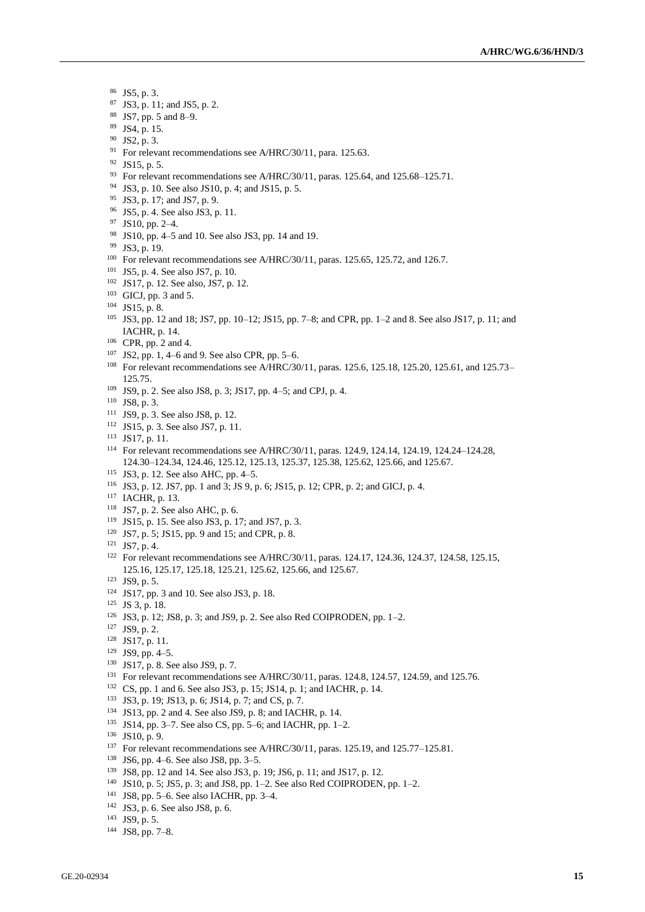[86] JS5, p. 3.
[87] JS3, p. 11; and JS5, p. 2.
[88] JS7, pp. 5 and 8–9.
[89] JS4, p. 15.
[90] JS2, p. 3.
[91] For relevant recommendations see A/HRC/30/11, para. 125.63.
[92] JS15, p. 5.
[93] For relevant recommendations see A/HRC/30/11, paras. 125.64, and 125.68–125.71.
[94] JS3, p. 10. See also JS10, p. 4; and JS15, p. 5.
[95] JS3, p. 17; and JS7, p. 9.
[96] JS5, p. 4. See also JS3, p. 11.
[97] JS10, pp. 2–4.
[98] JS10, pp. 4–5 and 10. See also JS3, pp. 14 and 19.
[99] JS3, p. 19.
[100] For relevant recommendations see A/HRC/30/11, paras. 125.65, 125.72, and 126.7.
[101] JS5, p. 4. See also JS7, p. 10.
[102] JS17, p. 12. See also, JS7, p. 12.
[103] GICJ, pp. 3 and 5.
[104] JS15, p. 8.
[105] JS3, pp. 12 and 18; JS7, pp. 10–12; JS15, pp. 7–8; and CPR, pp. 1–2 and 8. See also JS17, p. 11; and IACHR, p. 14.
[106] CPR, pp. 2 and 4.
[107] JS2, pp. 1, 4–6 and 9. See also CPR, pp. 5–6.
[108] For relevant recommendations see A/HRC/30/11, paras. 125.6, 125.18, 125.20, 125.61, and 125.73–125.75.
[109] JS9, p. 2. See also JS8, p. 3; JS17, pp. 4–5; and CPJ, p. 4.
[110] JS8, p. 3.
[111] JS9, p. 3. See also JS8, p. 12.
[112] JS15, p. 3. See also JS7, p. 11.
[113] JS17, p. 11.
[114] For relevant recommendations see A/HRC/30/11, paras. 124.9, 124.14, 124.19, 124.24–124.28, 124.30–124.34, 124.46, 125.12, 125.13, 125.37, 125.38, 125.62, 125.66, and 125.67.
[115] JS3, p. 12. See also AHC, pp. 4–5.
[116] JS3, p. 12. JS7, pp. 1 and 3; JS 9, p. 6; JS15, p. 12; CPR, p. 2; and GICJ, p. 4.
[117] IACHR, p. 13.
[118] JS7, p. 2. See also AHC, p. 6.
[119] JS15, p. 15. See also JS3, p. 17; and JS7, p. 3.
[120] JS7, p. 5; JS15, pp. 9 and 15; and CPR, p. 8.
[121] JS7, p. 4.
[122] For relevant recommendations see A/HRC/30/11, paras. 124.17, 124.36, 124.37, 124.58, 125.15, 125.16, 125.17, 125.18, 125.21, 125.62, 125.66, and 125.67.
[123] JS9, p. 5.
[124] JS17, pp. 3 and 10. See also JS3, p. 18.
[125] JS 3, p. 18.
[126] JS3, p. 12; JS8, p. 3; and JS9, p. 2. See also Red COIPRODEN, pp. 1–2.
[127] JS9, p. 2.
[128] JS17, p. 11.
[129] JS9, pp. 4–5.
[130] JS17, p. 8. See also JS9, p. 7.
[131] For relevant recommendations see A/HRC/30/11, paras. 124.8, 124.57, 124.59, and 125.76.
[132] CS, pp. 1 and 6. See also JS3, p. 15; JS14, p. 1; and IACHR, p. 14.
[133] JS3, p. 19; JS13, p. 6; JS14, p. 7; and CS, p. 7.
[134] JS13, pp. 2 and 4. See also JS9, p. 8; and IACHR, p. 14.
[135] JS14, pp. 3–7. See also CS, pp. 5–6; and IACHR, pp. 1–2.
[136] JS10, p. 9.
[137] For relevant recommendations see A/HRC/30/11, paras. 125.19, and 125.77–125.81.
[138] JS6, pp. 4–6. See also JS8, pp. 3–5.
[139] JS8, pp. 12 and 14. See also JS3, p. 19; JS6, p. 11; and JS17, p. 12.
[140] JS10, p. 5; JS5, p. 3; and JS8, pp. 1–2. See also Red COIPRODEN, pp. 1–2.
[141] JS8, pp. 5–6. See also IACHR, pp. 3–4.
[142] JS3, p. 6. See also JS8, p. 6.
[143] JS9, p. 5.
[144] JS8, pp. 7–8.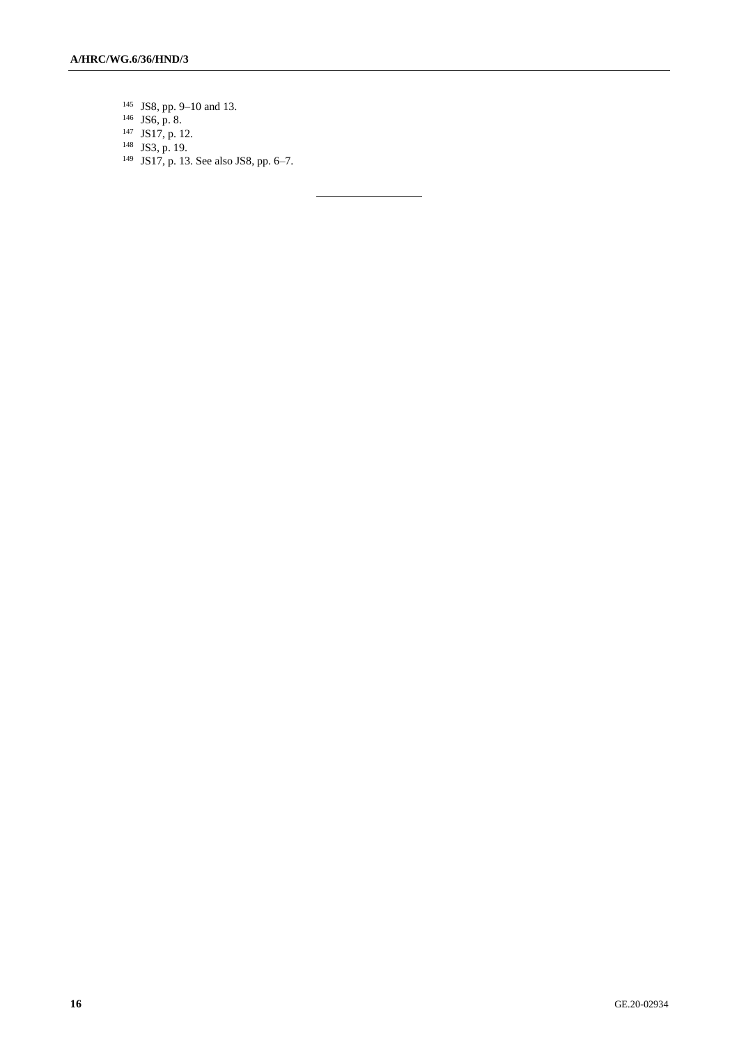[145] JS8, pp. 9–10 and 13.
[146] JS6, p. 8.
[147] JS17, p. 12.
[148] JS3, p. 19.
[149] JS17, p. 13. See also JS8, pp. 6–7.